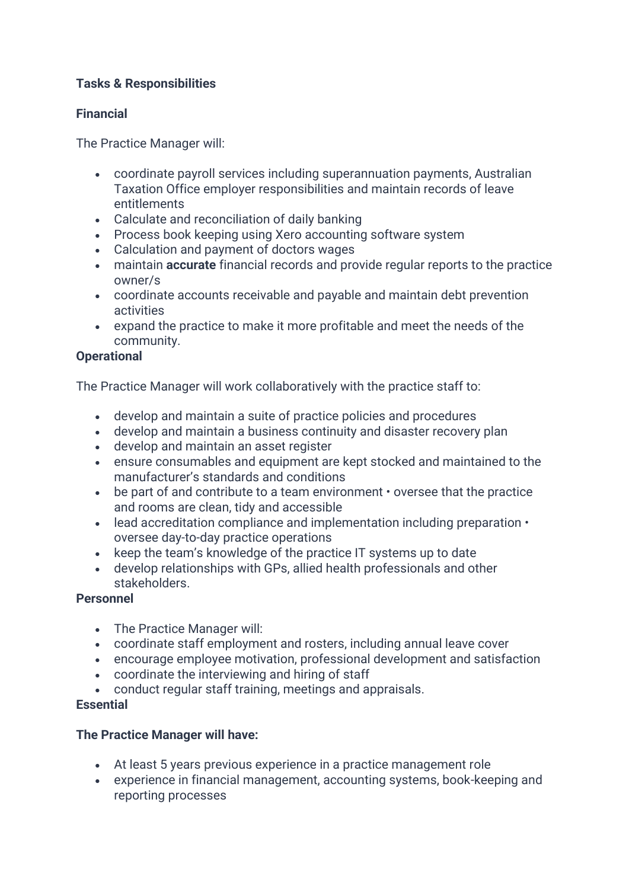**Tasks & Responsibilities**

**Financial**

The Practice Manager will:

- coordinate payroll services including superannuation payments, Australian Taxation Office employer responsibilities and maintain records of leave entitlements
- Calculate and reconciliation of daily banking
- Process book keeping using Xero accounting software system
- Calculation and payment of doctors wages
- maintain **accurate** financial records and provide regular reports to the practice owner/s
- coordinate accounts receivable and payable and maintain debt prevention activities
- expand the practice to make it more profitable and meet the needs of the community.

**Operational**

The Practice Manager will work collaboratively with the practice staff to:

- develop and maintain a suite of practice policies and procedures
- develop and maintain a business continuity and disaster recovery plan
- develop and maintain an asset register
- ensure consumables and equipment are kept stocked and maintained to the manufacturer's standards and conditions
- be part of and contribute to a team environment • oversee that the practice and rooms are clean, tidy and accessible
- lead accreditation compliance and implementation including preparation • oversee day-to-day practice operations
- keep the team's knowledge of the practice IT systems up to date
- develop relationships with GPs, allied health professionals and other stakeholders.

**Personnel**

- The Practice Manager will:
- coordinate staff employment and rosters, including annual leave cover
- encourage employee motivation, professional development and satisfaction
- coordinate the interviewing and hiring of staff
- conduct regular staff training, meetings and appraisals.

**Essential**

**The Practice Manager will have:**

- At least 5 years previous experience in a practice management role
- experience in financial management, accounting systems, book-keeping and reporting processes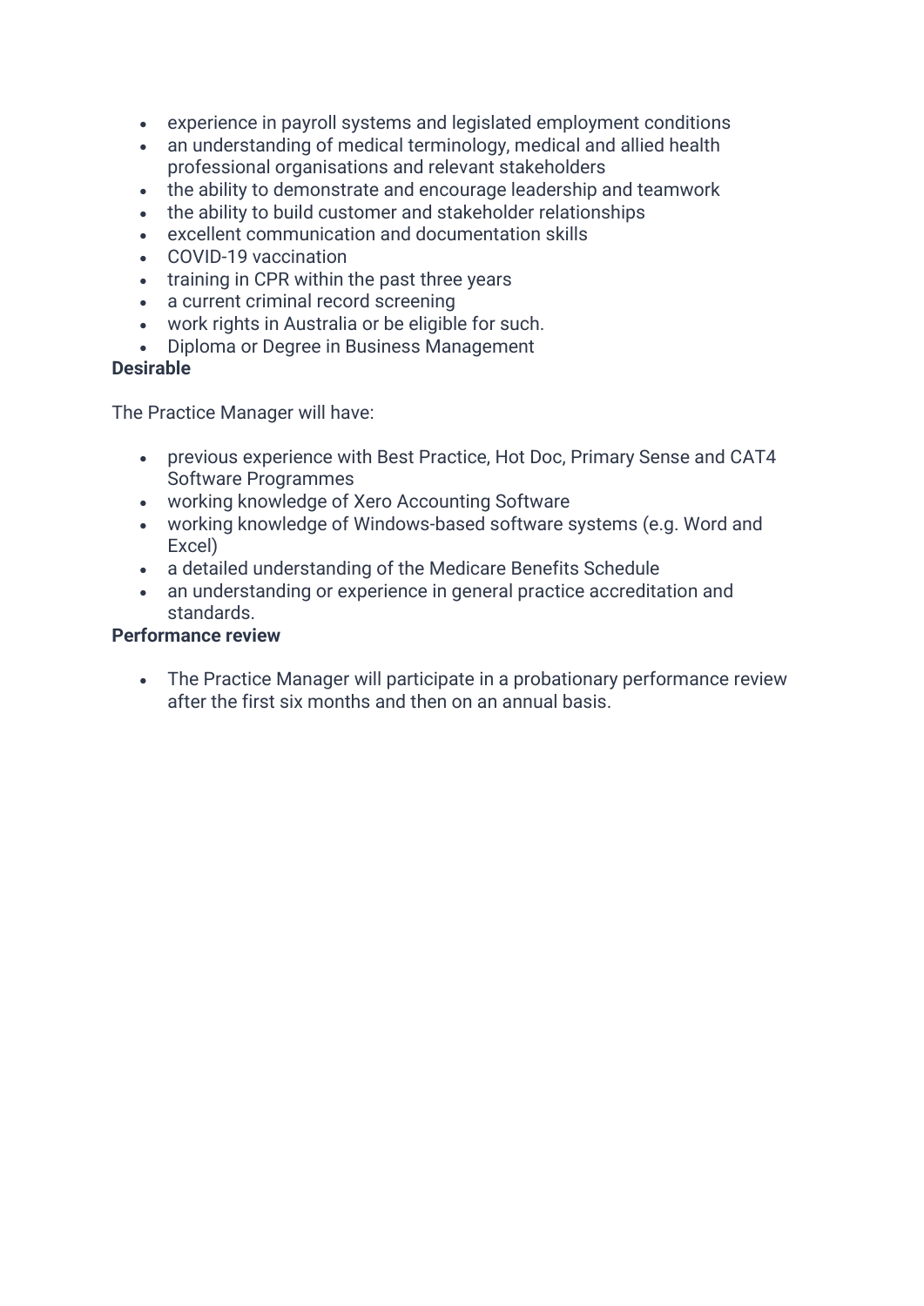- experience in payroll systems and legislated employment conditions
- an understanding of medical terminology, medical and allied health professional organisations and relevant stakeholders
- the ability to demonstrate and encourage leadership and teamwork
- the ability to build customer and stakeholder relationships
- excellent communication and documentation skills
- COVID-19 vaccination
- training in CPR within the past three years
- a current criminal record screening
- work rights in Australia or be eligible for such.
- Diploma or Degree in Business Management

**Desirable**

The Practice Manager will have:

- previous experience with Best Practice, Hot Doc, Primary Sense and CAT4 Software Programmes
- working knowledge of Xero Accounting Software
- working knowledge of Windows-based software systems (e.g. Word and Excel)
- a detailed understanding of the Medicare Benefits Schedule
- an understanding or experience in general practice accreditation and standards.

**Performance review**

- The Practice Manager will participate in a probationary performance review after the first six months and then on an annual basis.